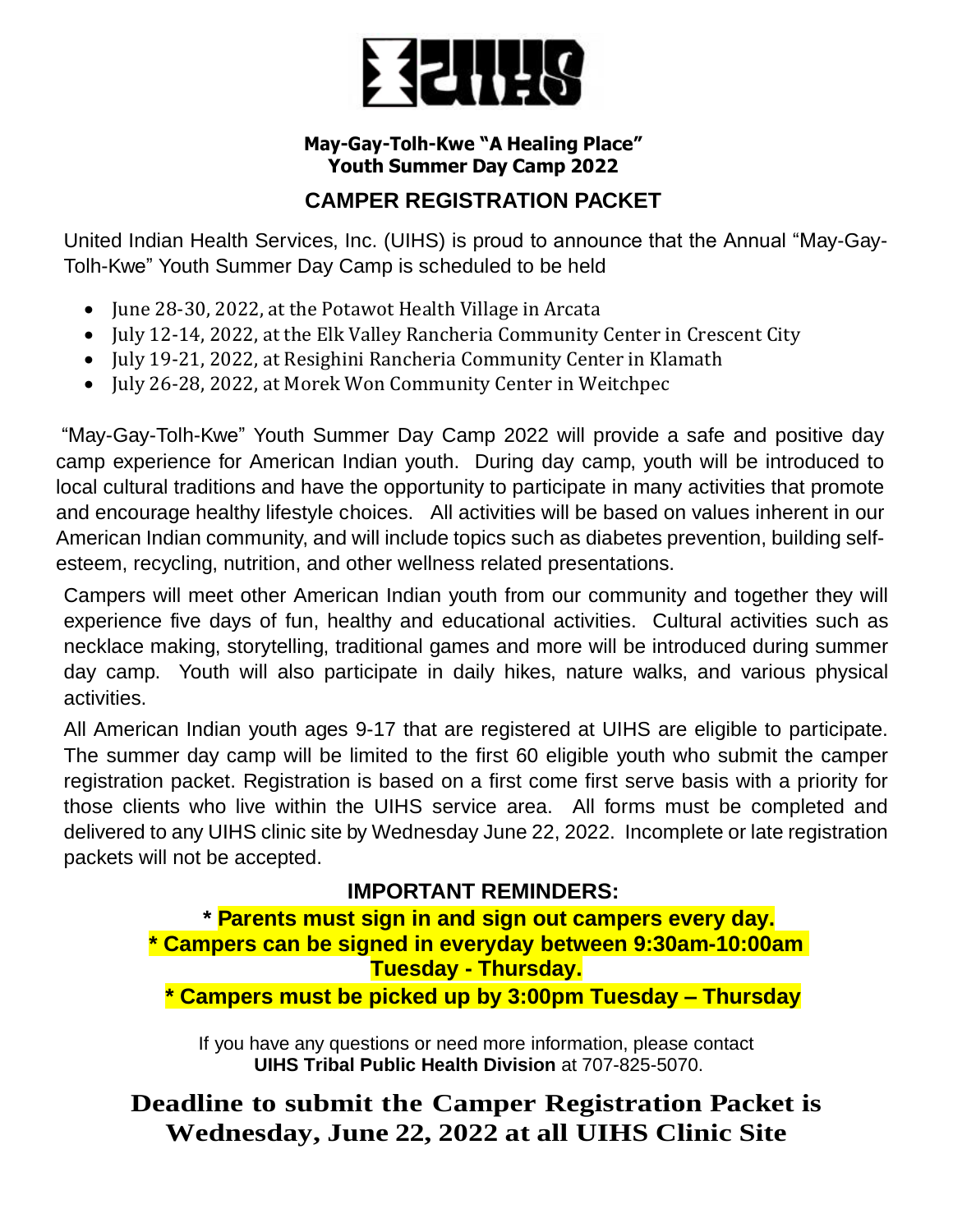**May-Gay-Tolh-Kwe "A Healing Place"**
**Youth Summer Day Camp 2022**

## CAMPER REGISTRATION PACKET

United Indian Health Services, Inc. (UIHS) is proud to announce that the Annual "May-Gay-Tolh-Kwe" Youth Summer Day Camp is scheduled to be held

- June 28-30, 2022, at the Potawot Health Village in Arcata
- July 12-14, 2022, at the Elk Valley Rancheria Community Center in Crescent City
- July 19-21, 2022, at Resighini Rancheria Community Center in Klamath
- July 26-28, 2022, at Morek Won Community Center in Weitchpec

"May-Gay-Tolh-Kwe" Youth Summer Day Camp 2022 will provide a safe and positive day camp experience for American Indian youth. During day camp, youth will be introduced to local cultural traditions and have the opportunity to participate in many activities that promote and encourage healthy lifestyle choices. All activities will be based on values inherent in our American Indian community, and will include topics such as diabetes prevention, building self-esteem, recycling, nutrition, and other wellness related presentations.

Campers will meet other American Indian youth from our community and together they will experience five days of fun, healthy and educational activities. Cultural activities such as necklace making, storytelling, traditional games and more will be introduced during summer day camp. Youth will also participate in daily hikes, nature walks, and various physical activities.

All American Indian youth ages 9-17 that are registered at UIHS are eligible to participate. The summer day camp will be limited to the first 60 eligible youth who submit the camper registration packet. Registration is based on a first come first serve basis with a priority for those clients who live within the UIHS service area. All forms must be completed and delivered to any UIHS clinic site by Wednesday June 22, 2022. Incomplete or late registration packets will not be accepted.

### IMPORTANT REMINDERS:

**\* Parents must sign in and sign out campers every day.**
**\* Campers can be signed in everyday between 9:30am-10:00am Tuesday - Thursday.**
**\* Campers must be picked up by 3:00pm Tuesday – Thursday**

If you have any questions or need more information, please contact **UIHS Tribal Public Health Division** at 707-825-5070.

**Deadline to submit the Camper Registration Packet is Wednesday, June 22, 2022 at all UIHS Clinic Site**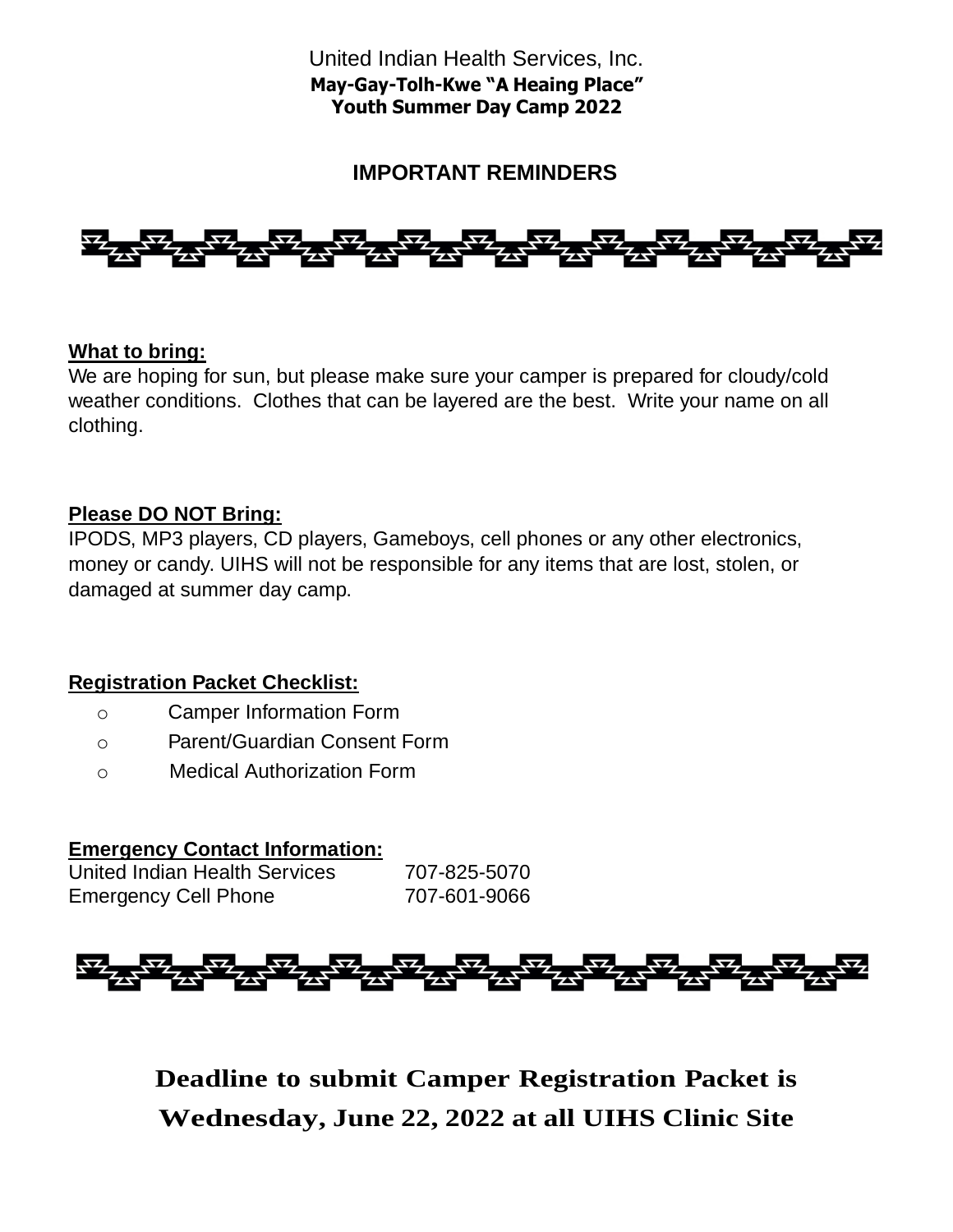United Indian Health Services, Inc.

**May-Gay-Tolh-Kwe "A Heaing Place"**
**Youth Summer Day Camp 2022**

## IMPORTANT REMINDERS

**What to bring:**

We are hoping for sun, but please make sure your camper is prepared for cloudy/cold weather conditions. Clothes that can be layered are the best. Write your name on all clothing.

**Please DO NOT Bring:**

IPODS, MP3 players, CD players, Gameboys, cell phones or any other electronics, money or candy. UIHS will not be responsible for any items that are lost, stolen, or damaged at summer day camp.

**Registration Packet Checklist:**

- Camper Information Form
- Parent/Guardian Consent Form
- Medical Authorization Form

**Emergency Contact Information:**

| | |
|---|---|
| United Indian Health Services | 707-825-5070 |
| Emergency Cell Phone | 707-601-9066 |

**Deadline to submit Camper Registration Packet is Wednesday, June 22, 2022 at all UIHS Clinic Site**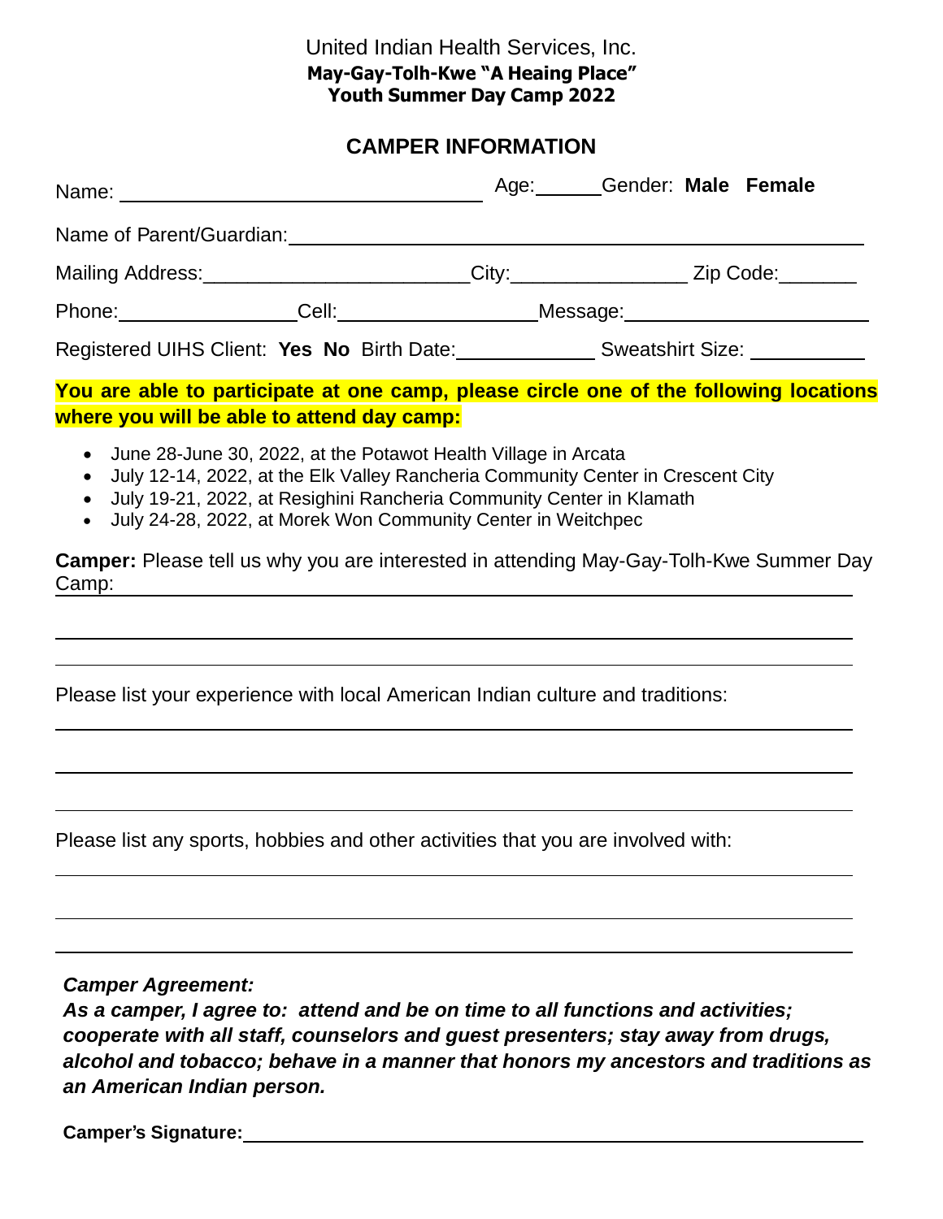United Indian Health Services, Inc.

**May-Gay-Tolh-Kwe "A Heaing Place"**

**Youth Summer Day Camp 2022**

## CAMPER INFORMATION

Name: ______________________________ Age:______Gender: **Male Female**

Name of Parent/Guardian:______________________________________________

Mailing Address:________________________City:________________ Zip Code:_______

Phone:________________Cell:__________________Message:______________________

Registered UIHS Client: **Yes No** Birth Date:____________ Sweatshirt Size: __________

**You are able to participate at one camp, please circle one of the following locations where you will be able to attend day camp:**

- June 28-June 30, 2022, at the Potawot Health Village in Arcata
- July 12-14, 2022, at the Elk Valley Rancheria Community Center in Crescent City
- July 19-21, 2022, at Resighini Rancheria Community Center in Klamath
- July 24-28, 2022, at Morek Won Community Center in Weitchpec

**Camper:** Please tell us why you are interested in attending May-Gay-Tolh-Kwe Summer Day Camp:______________________________________________________________

______________________________________________________________________

______________________________________________________________________

Please list your experience with local American Indian culture and traditions:

______________________________________________________________________

______________________________________________________________________

______________________________________________________________________

Please list any sports, hobbies and other activities that you are involved with:

______________________________________________________________________

______________________________________________________________________

______________________________________________________________________

***Camper Agreement:***

***As a camper, I agree to: attend and be on time to all functions and activities; cooperate with all staff, counselors and guest presenters; stay away from drugs, alcohol and tobacco; behave in a manner that honors my ancestors and traditions as an American Indian person.***

**Camper's Signature:**______________________________________________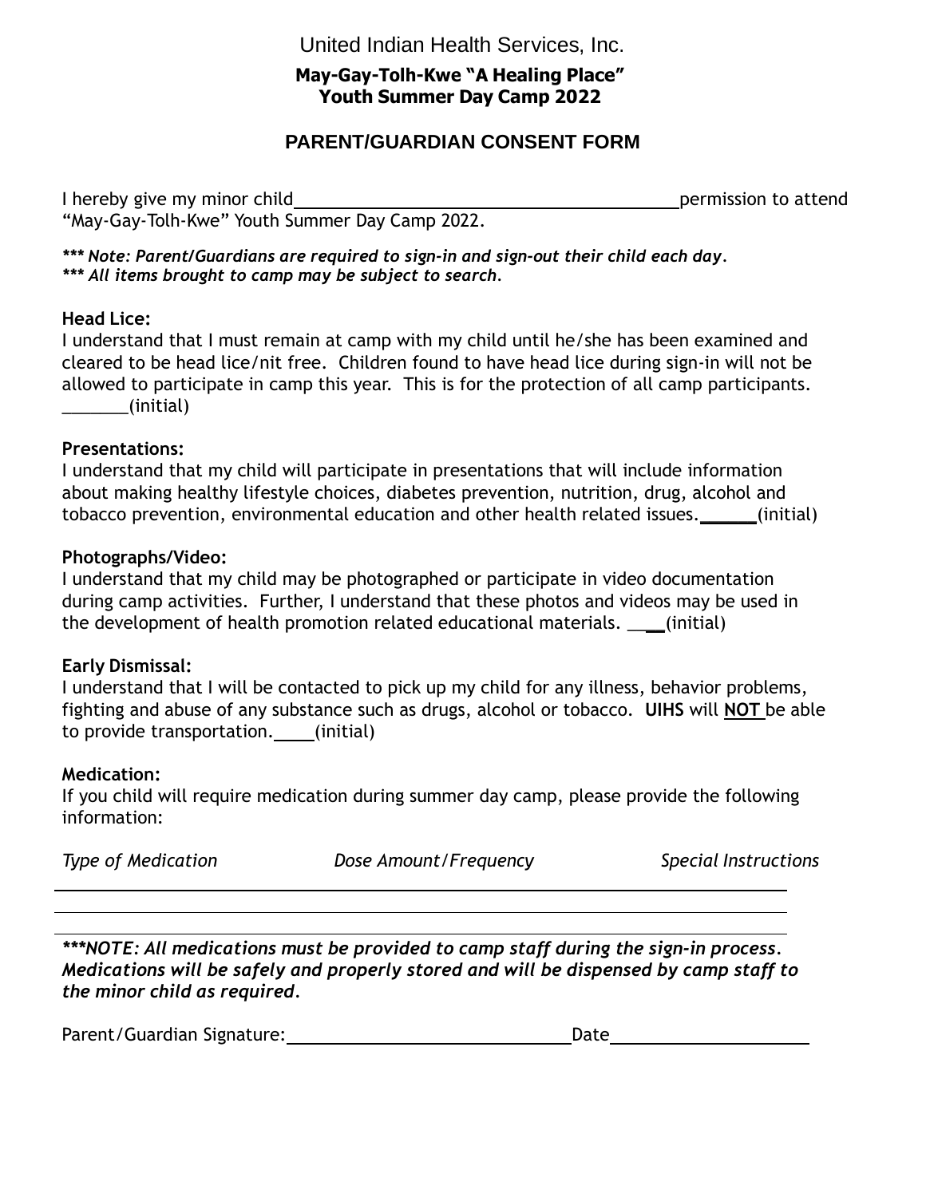United Indian Health Services, Inc.

**May-Gay-Tolh-Kwe "A Healing Place"**
**Youth Summer Day Camp 2022**

## PARENT/GUARDIAN CONSENT FORM

I hereby give my minor child \_\_\_\_\_\_\_\_\_\_\_\_\_\_\_\_\_\_\_\_\_\_\_\_\_\_\_\_\_\_\_\_\_\_\_\_\_\_\_\_ permission to attend "May-Gay-Tolh-Kwe" Youth Summer Day Camp 2022.

***\*\*\* Note: Parent/Guardians are required to sign-in and sign-out their child each day.***
***\*\*\* All items brought to camp may be subject to search.***

**Head Lice:**
I understand that I must remain at camp with my child until he/she has been examined and cleared to be head lice/nit free. Children found to have head lice during sign-in will not be allowed to participate in camp this year. This is for the protection of all camp participants. \_\_\_\_\_\_\_(initial)

**Presentations:**
I understand that my child will participate in presentations that will include information about making healthy lifestyle choices, diabetes prevention, nutrition, drug, alcohol and tobacco prevention, environmental education and other health related issues.\_\_\_\_\_\_(initial)

**Photographs/Video:**
I understand that my child may be photographed or participate in video documentation during camp activities. Further, I understand that these photos and videos may be used in the development of health promotion related educational materials. \_\_\_\_(initial)

**Early Dismissal:**
I understand that I will be contacted to pick up my child for any illness, behavior problems, fighting and abuse of any substance such as drugs, alcohol or tobacco. **UIHS** will **NOT** be able to provide transportation.\_\_\_\_(initial)

**Medication:**
If you child will require medication during summer day camp, please provide the following information:

| *Type of Medication* | *Dose Amount/Frequency* | *Special Instructions* |
| --- | --- | --- |
| | | |
| | | |

***\*\*\*NOTE: All medications must be provided to camp staff during the sign-in process. Medications will be safely and properly stored and will be dispensed by camp staff to the minor child as required.***

Parent/Guardian Signature: \_\_\_\_\_\_\_\_\_\_\_\_\_\_\_\_\_\_\_\_\_\_\_\_\_\_\_\_\_\_ Date \_\_\_\_\_\_\_\_\_\_\_\_\_\_\_\_\_\_\_\_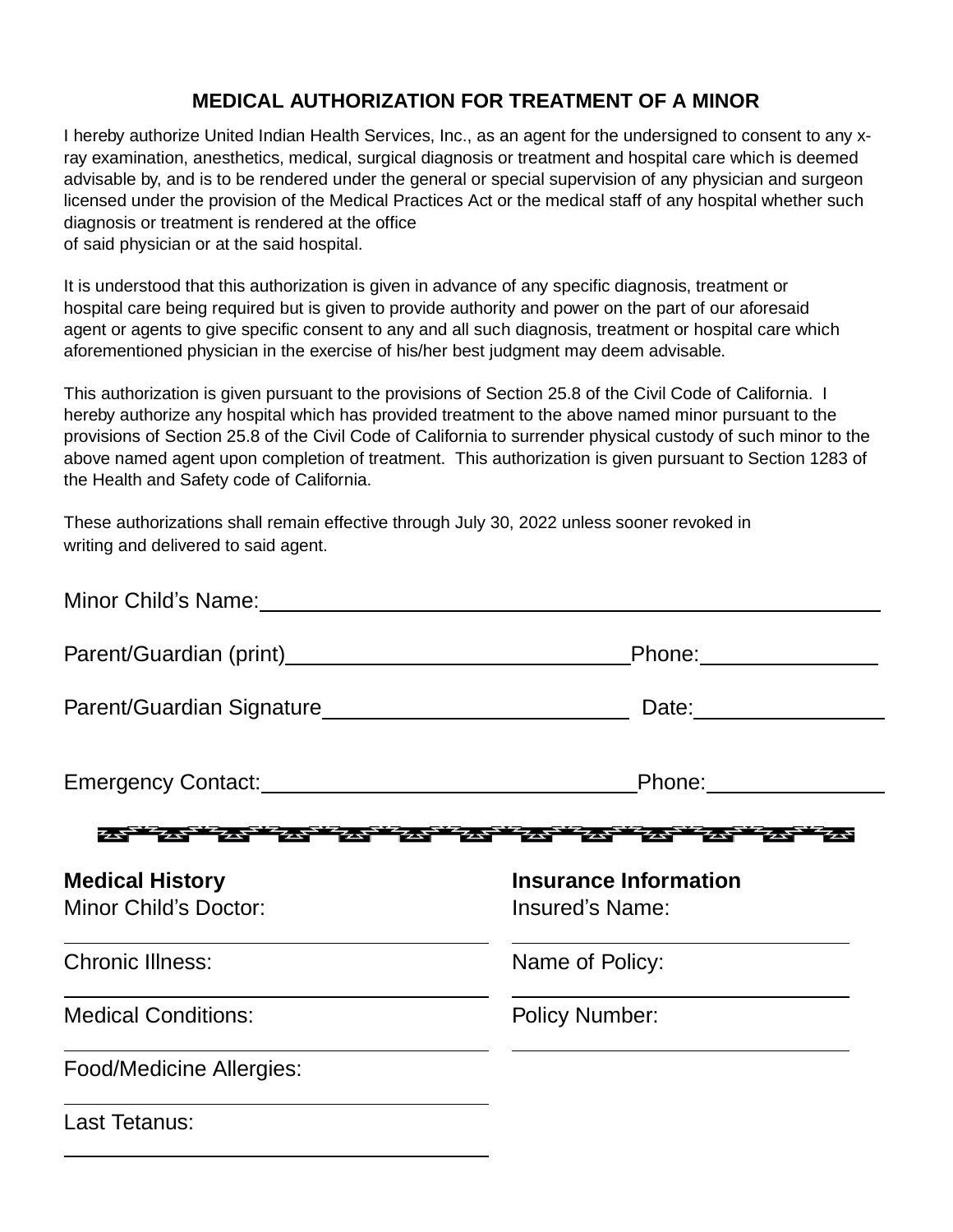## MEDICAL AUTHORIZATION FOR TREATMENT OF A MINOR

I hereby authorize United Indian Health Services, Inc., as an agent for the undersigned to consent to any x-ray examination, anesthetics, medical, surgical diagnosis or treatment and hospital care which is deemed advisable by, and is to be rendered under the general or special supervision of any physician and surgeon licensed under the provision of the Medical Practices Act or the medical staff of any hospital whether such diagnosis or treatment is rendered at the office of said physician or at the said hospital.

It is understood that this authorization is given in advance of any specific diagnosis, treatment or hospital care being required but is given to provide authority and power on the part of our aforesaid agent or agents to give specific consent to any and all such diagnosis, treatment or hospital care which aforementioned physician in the exercise of his/her best judgment may deem advisable.

This authorization is given pursuant to the provisions of Section 25.8 of the Civil Code of California. I hereby authorize any hospital which has provided treatment to the above named minor pursuant to the provisions of Section 25.8 of the Civil Code of California to surrender physical custody of such minor to the above named agent upon completion of treatment. This authorization is given pursuant to Section 1283 of the Health and Safety code of California.

These authorizations shall remain effective through July 30, 2022 unless sooner revoked in writing and delivered to said agent.

Minor Child's Name:\_\_\_\_\_\_\_\_\_\_\_\_\_\_\_\_\_\_\_\_\_\_\_\_\_\_\_\_\_\_\_\_\_\_\_\_\_\_\_\_\_\_\_\_

Parent/Guardian (print)\_\_\_\_\_\_\_\_\_\_\_\_\_\_\_\_\_\_\_\_\_\_\_\_\_\_\_\_Phone:\_\_\_\_\_\_\_\_\_\_\_\_\_\_

Parent/Guardian Signature\_\_\_\_\_\_\_\_\_\_\_\_\_\_\_\_\_\_\_\_\_\_\_\_\_ Date:\_\_\_\_\_\_\_\_\_\_\_\_\_\_\_

Emergency Contact:\_\_\_\_\_\_\_\_\_\_\_\_\_\_\_\_\_\_\_\_\_\_\_\_\_\_\_\_\_\_Phone:\_\_\_\_\_\_\_\_\_\_\_\_\_\_

**Medical History**

Minor Child's Doctor:

\_\_\_\_\_\_\_\_\_\_\_\_\_\_\_\_\_\_\_\_\_\_\_\_\_\_\_\_\_\_\_\_\_\_

Chronic Illness:

\_\_\_\_\_\_\_\_\_\_\_\_\_\_\_\_\_\_\_\_\_\_\_\_\_\_\_\_\_\_\_\_\_\_

Medical Conditions:

\_\_\_\_\_\_\_\_\_\_\_\_\_\_\_\_\_\_\_\_\_\_\_\_\_\_\_\_\_\_\_\_\_\_

Food/Medicine Allergies:

\_\_\_\_\_\_\_\_\_\_\_\_\_\_\_\_\_\_\_\_\_\_\_\_\_\_\_\_\_\_\_\_\_\_

Last Tetanus:

\_\_\_\_\_\_\_\_\_\_\_\_\_\_\_\_\_\_\_\_\_\_\_\_\_\_\_\_\_\_\_\_\_\_

**Insurance Information**

Insured's Name:

\_\_\_\_\_\_\_\_\_\_\_\_\_\_\_\_\_\_\_\_\_\_\_\_\_\_\_\_\_\_\_\_\_\_

Name of Policy:

\_\_\_\_\_\_\_\_\_\_\_\_\_\_\_\_\_\_\_\_\_\_\_\_\_\_\_\_\_\_\_\_\_\_

Policy Number:

\_\_\_\_\_\_\_\_\_\_\_\_\_\_\_\_\_\_\_\_\_\_\_\_\_\_\_\_\_\_\_\_\_\_